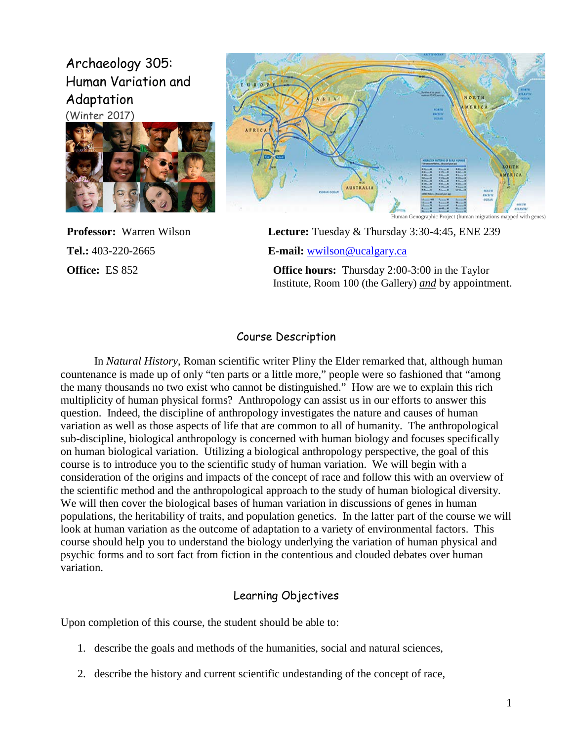# Archaeology 305: Human Variation and Adaptation

(Winter 2017)

Human Genographic Project (human migrations mapped with genes)

**Professor:** Warren Wilson

**Tel.:** 403-220-2665

**Office:** ES 852

**Lecture:** Tuesday & Thursday 3:30-4:45, ENE 239

**E-mail:** wwilson@ucalgary.ca

**Office hours:** Thursday 2:00-3:00 in the Taylor Institute, Room 100 (the Gallery) ***and*** by appointment.

## Course Description

In *Natural History*, Roman scientific writer Pliny the Elder remarked that, although human countenance is made up of only "ten parts or a little more," people were so fashioned that "among the many thousands no two exist who cannot be distinguished." How are we to explain this rich multiplicity of human physical forms? Anthropology can assist us in our efforts to answer this question. Indeed, the discipline of anthropology investigates the nature and causes of human variation as well as those aspects of life that are common to all of humanity. The anthropological sub-discipline, biological anthropology is concerned with human biology and focuses specifically on human biological variation. Utilizing a biological anthropology perspective, the goal of this course is to introduce you to the scientific study of human variation. We will begin with a consideration of the origins and impacts of the concept of race and follow this with an overview of the scientific method and the anthropological approach to the study of human biological diversity. We will then cover the biological bases of human variation in discussions of genes in human populations, the heritability of traits, and population genetics. In the latter part of the course we will look at human variation as the outcome of adaptation to a variety of environmental factors. This course should help you to understand the biology underlying the variation of human physical and psychic forms and to sort fact from fiction in the contentious and clouded debates over human variation.

## Learning Objectives

Upon completion of this course, the student should be able to:

1. describe the goals and methods of the humanities, social and natural sciences,
2. describe the history and current scientific undestanding of the concept of race,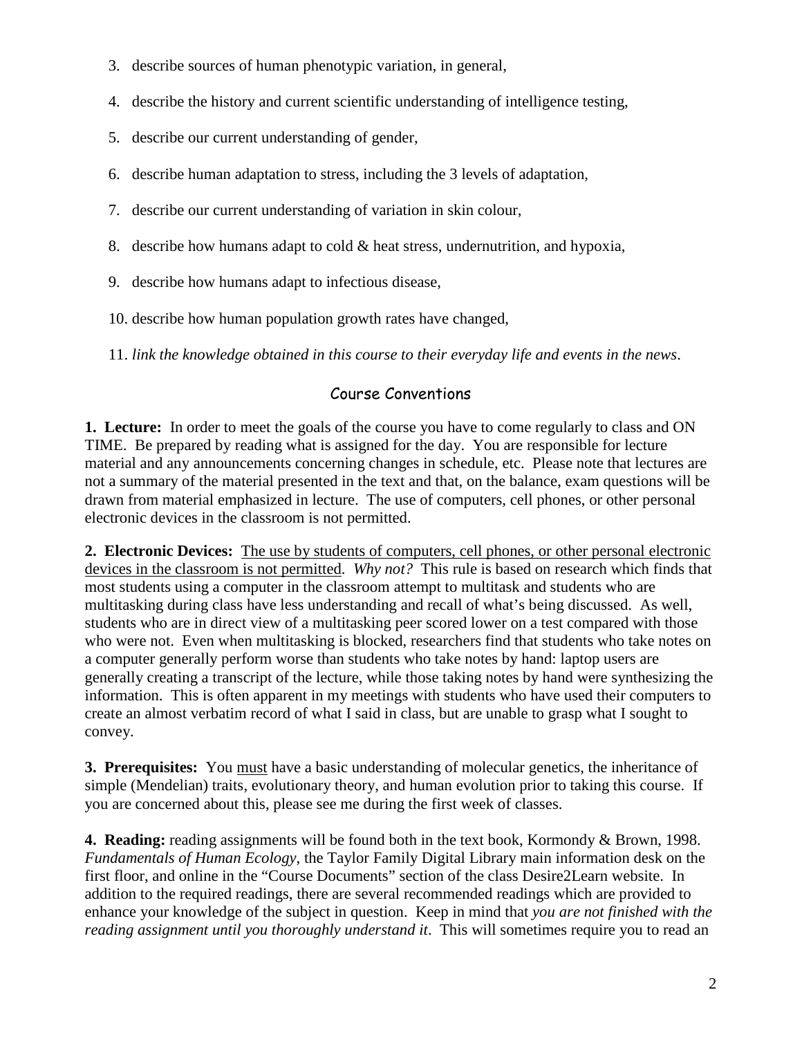3. describe sources of human phenotypic variation, in general,

4. describe the history and current scientific understanding of intelligence testing,

5. describe our current understanding of gender,

6. describe human adaptation to stress, including the 3 levels of adaptation,

7. describe our current understanding of variation in skin colour,

8. describe how humans adapt to cold & heat stress, undernutrition, and hypoxia,

9. describe how humans adapt to infectious disease,

10. describe how human population growth rates have changed,

11. *link the knowledge obtained in this course to their everyday life and events in the news*.

## Course Conventions

**1. Lecture:** In order to meet the goals of the course you have to come regularly to class and ON TIME. Be prepared by reading what is assigned for the day. You are responsible for lecture material and any announcements concerning changes in schedule, etc. Please note that lectures are not a summary of the material presented in the text and that, on the balance, exam questions will be drawn from material emphasized in lecture. The use of computers, cell phones, or other personal electronic devices in the classroom is not permitted.

**2. Electronic Devices:** <u>The use by students of computers, cell phones, or other personal electronic devices in the classroom is not permitted</u>. *Why not?* This rule is based on research which finds that most students using a computer in the classroom attempt to multitask and students who are multitasking during class have less understanding and recall of what's being discussed. As well, students who are in direct view of a multitasking peer scored lower on a test compared with those who were not. Even when multitasking is blocked, researchers find that students who take notes on a computer generally perform worse than students who take notes by hand: laptop users are generally creating a transcript of the lecture, while those taking notes by hand were synthesizing the information. This is often apparent in my meetings with students who have used their computers to create an almost verbatim record of what I said in class, but are unable to grasp what I sought to convey.

**3. Prerequisites:** You <u>must</u> have a basic understanding of molecular genetics, the inheritance of simple (Mendelian) traits, evolutionary theory, and human evolution prior to taking this course. If you are concerned about this, please see me during the first week of classes.

**4. Reading:** reading assignments will be found both in the text book, Kormondy & Brown, 1998. *Fundamentals of Human Ecology*, the Taylor Family Digital Library main information desk on the first floor, and online in the "Course Documents" section of the class Desire2Learn website. In addition to the required readings, there are several recommended readings which are provided to enhance your knowledge of the subject in question. Keep in mind that *you are not finished with the reading assignment until you thoroughly understand it*. This will sometimes require you to read an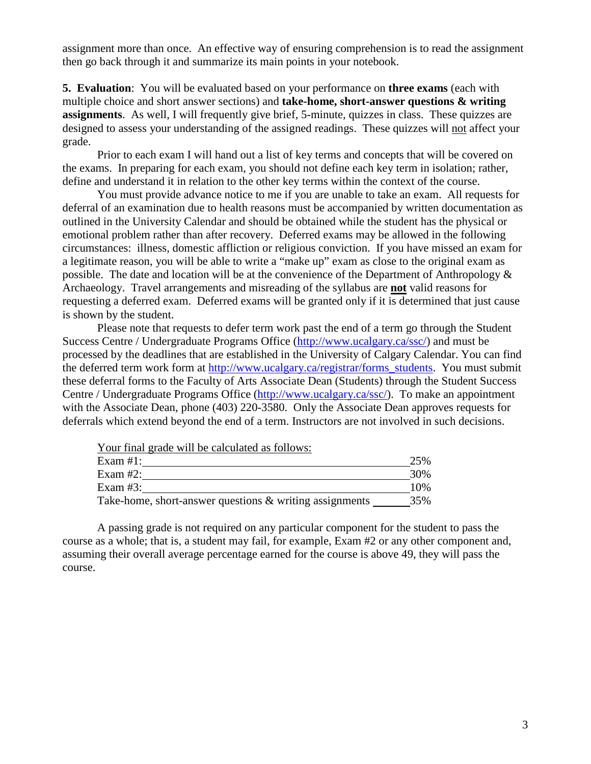assignment more than once. An effective way of ensuring comprehension is to read the assignment then go back through it and summarize its main points in your notebook.

**5. Evaluation**: You will be evaluated based on your performance on **three exams** (each with multiple choice and short answer sections) and **take-home, short-answer questions & writing assignments**. As well, I will frequently give brief, 5-minute, quizzes in class. These quizzes are designed to assess your understanding of the assigned readings. These quizzes will not affect your grade.

Prior to each exam I will hand out a list of key terms and concepts that will be covered on the exams. In preparing for each exam, you should not define each key term in isolation; rather, define and understand it in relation to the other key terms within the context of the course.

You must provide advance notice to me if you are unable to take an exam. All requests for deferral of an examination due to health reasons must be accompanied by written documentation as outlined in the University Calendar and should be obtained while the student has the physical or emotional problem rather than after recovery. Deferred exams may be allowed in the following circumstances: illness, domestic affliction or religious conviction. If you have missed an exam for a legitimate reason, you will be able to write a "make up" exam as close to the original exam as possible. The date and location will be at the convenience of the Department of Anthropology & Archaeology. Travel arrangements and misreading of the syllabus are **not** valid reasons for requesting a deferred exam. Deferred exams will be granted only if it is determined that just cause is shown by the student.

Please note that requests to defer term work past the end of a term go through the Student Success Centre / Undergraduate Programs Office (http://www.ucalgary.ca/ssc/) and must be processed by the deadlines that are established in the University of Calgary Calendar. You can find the deferred term work form at http://www.ucalgary.ca/registrar/forms_students. You must submit these deferral forms to the Faculty of Arts Associate Dean (Students) through the Student Success Centre / Undergraduate Programs Office (http://www.ucalgary.ca/ssc/). To make an appointment with the Associate Dean, phone (403) 220-3580. Only the Associate Dean approves requests for deferrals which extend beyond the end of a term. Instructors are not involved in such decisions.

Your final grade will be calculated as follows:

| Component | Weight |
|---|---|
| Exam #1: | 25% |
| Exam #2: | 30% |
| Exam #3: | 10% |
| Take-home, short-answer questions & writing assignments | 35% |

A passing grade is not required on any particular component for the student to pass the course as a whole; that is, a student may fail, for example, Exam #2 or any other component and, assuming their overall average percentage earned for the course is above 49, they will pass the course.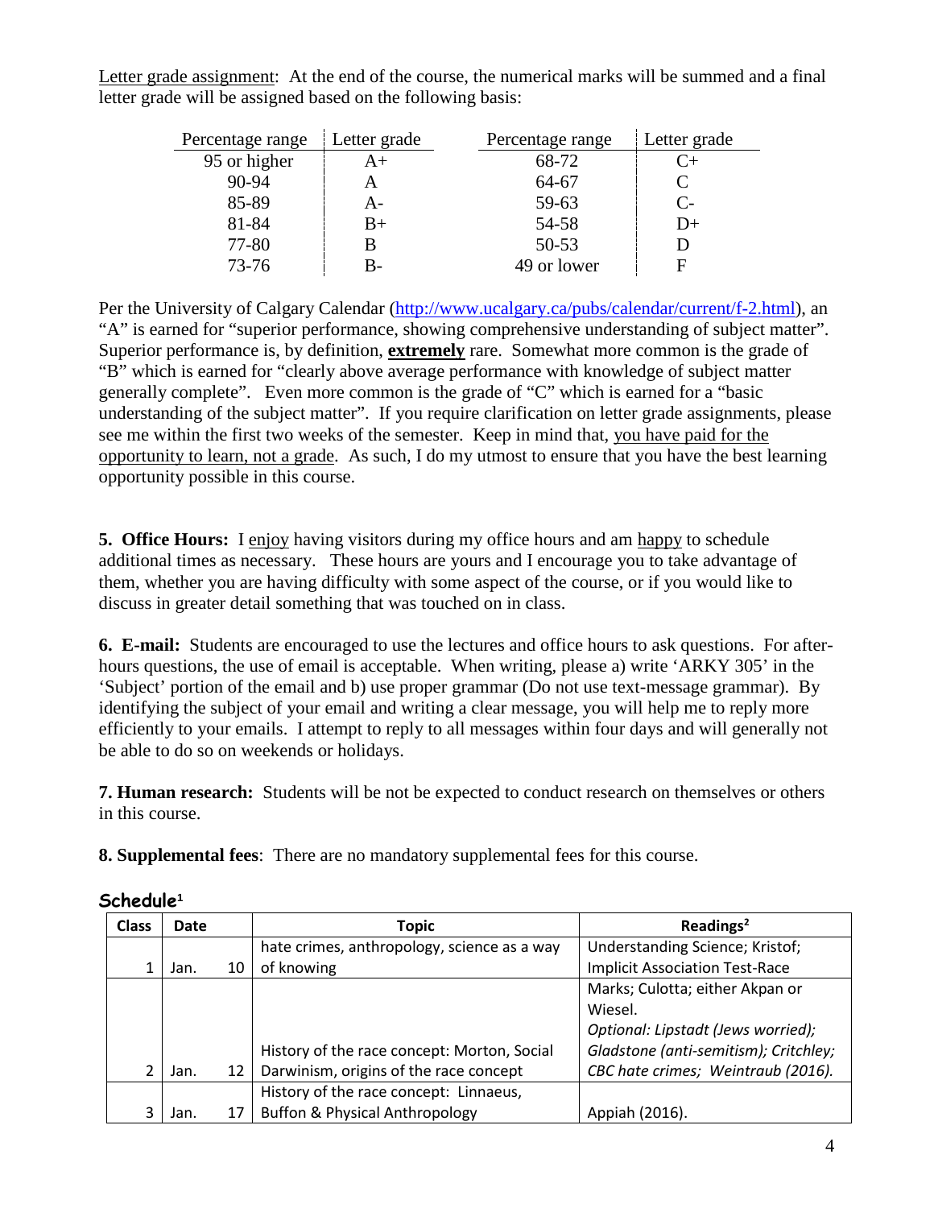Letter grade assignment: At the end of the course, the numerical marks will be summed and a final letter grade will be assigned based on the following basis:

| Percentage range | Letter grade | Percentage range | Letter grade |
|---|---|---|---|
| 95 or higher | A+ | 68-72 | C+ |
| 90-94 | A | 64-67 | C |
| 85-89 | A- | 59-63 | C- |
| 81-84 | B+ | 54-58 | D+ |
| 77-80 | B | 50-53 | D |
| 73-76 | B- | 49 or lower | F |

Per the University of Calgary Calendar (http://www.ucalgary.ca/pubs/calendar/current/f-2.html), an "A" is earned for "superior performance, showing comprehensive understanding of subject matter". Superior performance is, by definition, **extremely** rare. Somewhat more common is the grade of "B" which is earned for "clearly above average performance with knowledge of subject matter generally complete". Even more common is the grade of "C" which is earned for a "basic understanding of the subject matter". If you require clarification on letter grade assignments, please see me within the first two weeks of the semester. Keep in mind that, you have paid for the opportunity to learn, not a grade. As such, I do my utmost to ensure that you have the best learning opportunity possible in this course.

**5. Office Hours:** I enjoy having visitors during my office hours and am happy to schedule additional times as necessary. These hours are yours and I encourage you to take advantage of them, whether you are having difficulty with some aspect of the course, or if you would like to discuss in greater detail something that was touched on in class.

**6. E-mail:** Students are encouraged to use the lectures and office hours to ask questions. For after-hours questions, the use of email is acceptable. When writing, please a) write 'ARKY 305' in the 'Subject' portion of the email and b) use proper grammar (Do not use text-message grammar). By identifying the subject of your email and writing a clear message, you will help me to reply more efficiently to your emails. I attempt to reply to all messages within four days and will generally not be able to do so on weekends or holidays.

**7. Human research:** Students will be not be expected to conduct research on themselves or others in this course.

**8. Supplemental fees**: There are no mandatory supplemental fees for this course.

## Schedule[1]

| Class | Date | | Topic | Readings[2] |
|---|---|---|---|---|
| 1 | Jan. | 10 | hate crimes, anthropology, science as a way of knowing | Understanding Science; Kristof; Implicit Association Test-Race |
| 2 | Jan. | 12 | History of the race concept: Morton, Social Darwinism, origins of the race concept | Marks; Culotta; either Akpan or Wiesel. *Optional: Lipstadt (Jews worried); Gladstone (anti-semitism); Critchley; CBC hate crimes; Weintraub (2016).* |
| 3 | Jan. | 17 | History of the race concept: Linnaeus, Buffon & Physical Anthropology | Appiah (2016). |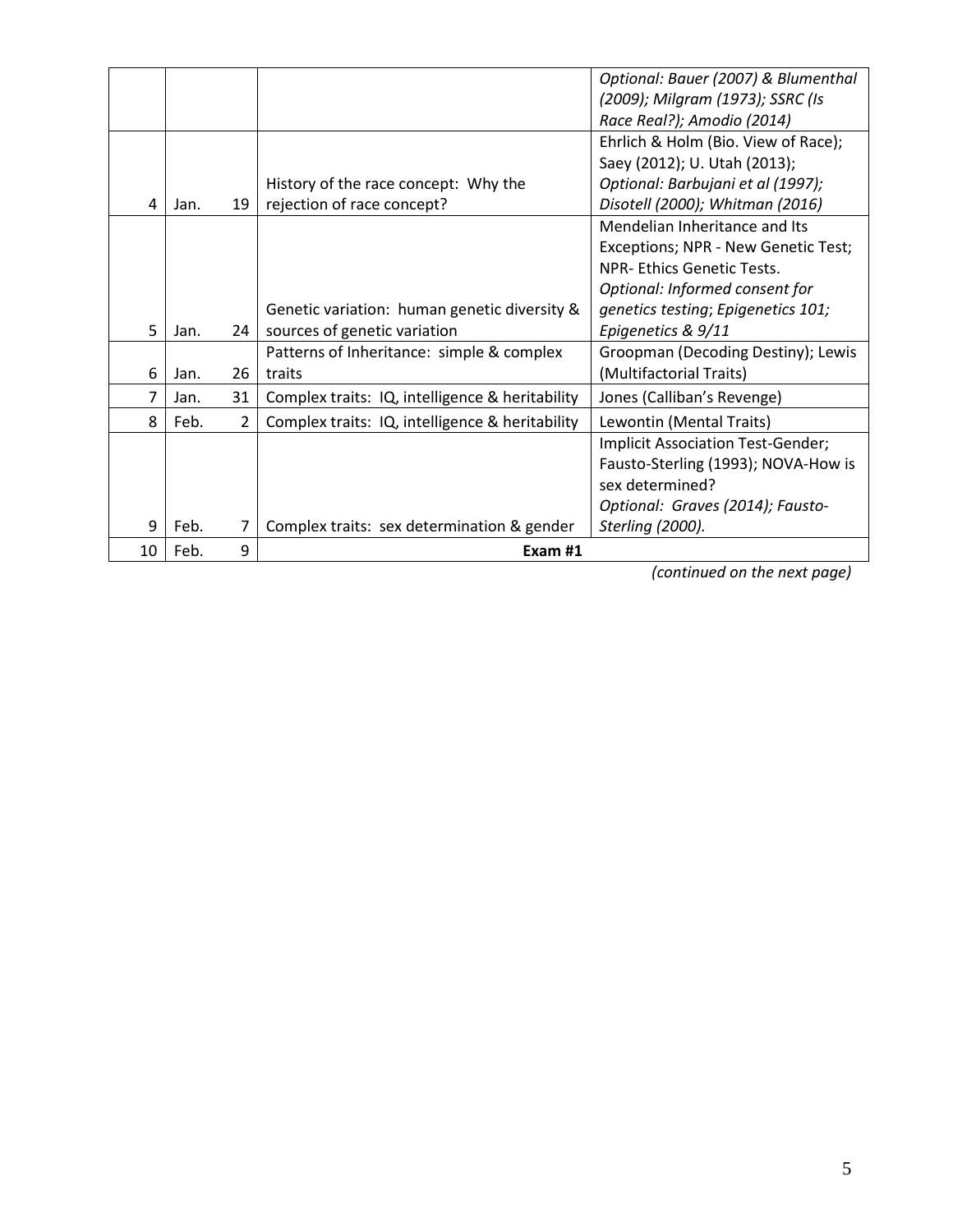| | | | | |
|---|---|---|---|---|
| | | | | *Optional: Bauer (2007) & Blumenthal (2009); Milgram (1973); SSRC (Is Race Real?); Amodio (2014)* |
| 4 | Jan. | 19 | History of the race concept: Why the rejection of race concept? | Ehrlich & Holm (Bio. View of Race); Saey (2012); U. Utah (2013); *Optional: Barbujani et al (1997); Disotell (2000); Whitman (2016)* |
| 5 | Jan. | 24 | Genetic variation: human genetic diversity & sources of genetic variation | Mendelian Inheritance and Its Exceptions; NPR - New Genetic Test; NPR- Ethics Genetic Tests. *Optional: Informed consent for genetics testing; Epigenetics 101; Epigenetics & 9/11* |
| 6 | Jan. | 26 | Patterns of Inheritance: simple & complex traits | Groopman (Decoding Destiny); Lewis (Multifactorial Traits) |
| 7 | Jan. | 31 | Complex traits: IQ, intelligence & heritability | Jones (Calliban's Revenge) |
| 8 | Feb. | 2 | Complex traits: IQ, intelligence & heritability | Lewontin (Mental Traits) |
| 9 | Feb. | 7 | Complex traits: sex determination & gender | Implicit Association Test-Gender; Fausto-Sterling (1993); NOVA-How is sex determined? *Optional: Graves (2014); Fausto-Sterling (2000).* |
| 10 | Feb. | 9 | **Exam #1** | |

*(continued on the next page)*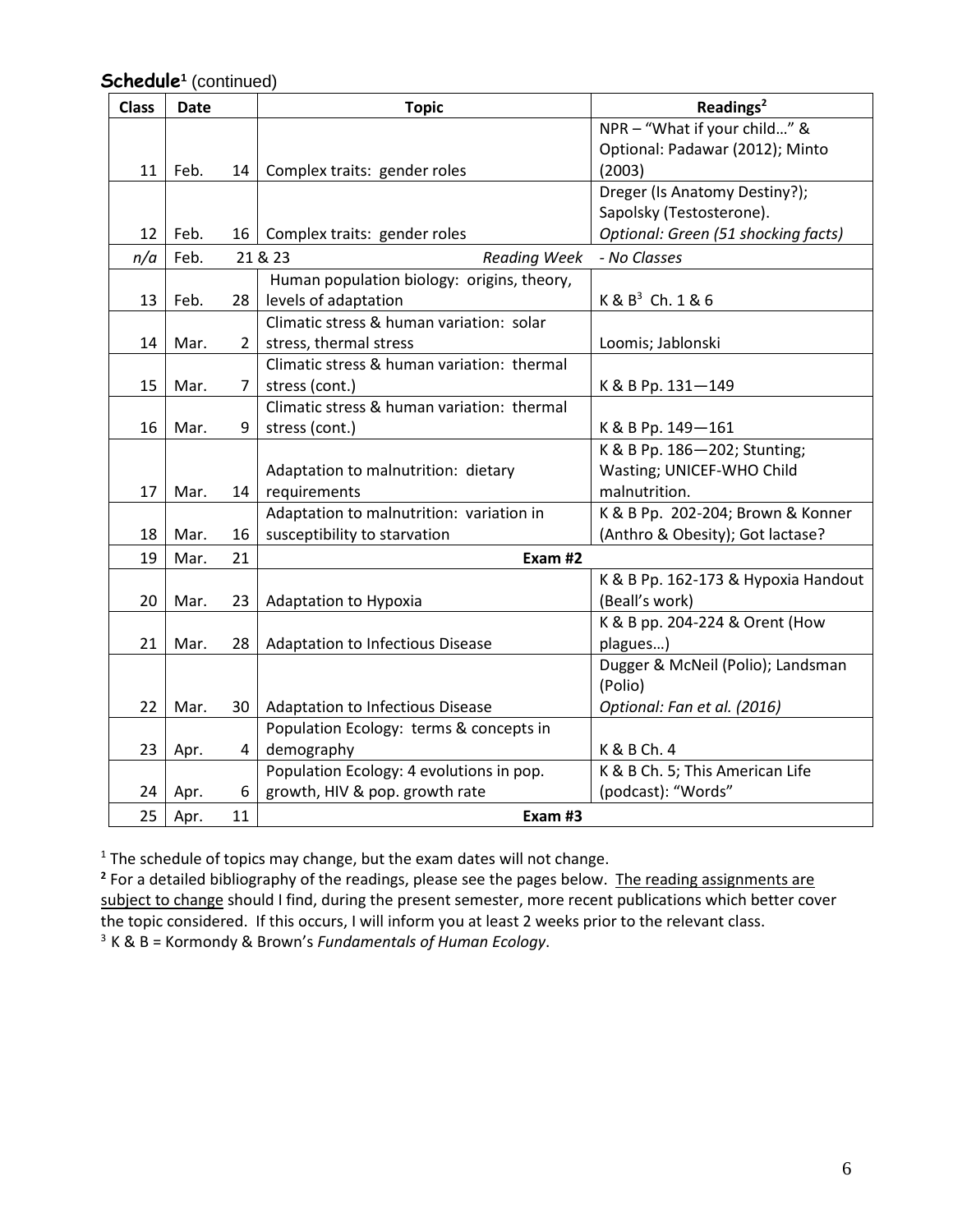## **Schedule**[1] (continued)

| Class | Date | | Topic | Readings[2] |
|---|---|---|---|---|
| 11 | Feb. | 14 | Complex traits: gender roles | NPR – "What if your child…" & Optional: Padawar (2012); Minto (2003) |
| 12 | Feb. | 16 | Complex traits: gender roles | Dreger (Is Anatomy Destiny?); Sapolsky (Testosterone). *Optional: Green (51 shocking facts)* |
| *n/a* | Feb. | 21 & 23 | *Reading Week* | *- No Classes* |
| 13 | Feb. | 28 | Human population biology: origins, theory, levels of adaptation | K & B[3] Ch. 1 & 6 |
| 14 | Mar. | 2 | Climatic stress & human variation: solar stress, thermal stress | Loomis; Jablonski |
| 15 | Mar. | 7 | Climatic stress & human variation: thermal stress (cont.) | K & B Pp. 131—149 |
| 16 | Mar. | 9 | Climatic stress & human variation: thermal stress (cont.) | K & B Pp. 149—161 |
| 17 | Mar. | 14 | Adaptation to malnutrition: dietary requirements | K & B Pp. 186—202; Stunting; Wasting; UNICEF-WHO Child malnutrition. |
| 18 | Mar. | 16 | Adaptation to malnutrition: variation in susceptibility to starvation | K & B Pp. 202-204; Brown & Konner (Anthro & Obesity); Got lactase? |
| 19 | Mar. | 21 | **Exam #2** | |
| 20 | Mar. | 23 | Adaptation to Hypoxia | K & B Pp. 162-173 & Hypoxia Handout (Beall's work) |
| 21 | Mar. | 28 | Adaptation to Infectious Disease | K & B pp. 204-224 & Orent (How plagues…) |
| 22 | Mar. | 30 | Adaptation to Infectious Disease | Dugger & McNeil (Polio); Landsman (Polio) *Optional: Fan et al. (2016)* |
| 23 | Apr. | 4 | Population Ecology: terms & concepts in demography | K & B Ch. 4 |
| 24 | Apr. | 6 | Population Ecology: 4 evolutions in pop. growth, HIV & pop. growth rate | K & B Ch. 5; This American Life (podcast): "Words" |
| 25 | Apr. | 11 | **Exam #3** | |

[1] The schedule of topics may change, but the exam dates will not change.

[2] For a detailed bibliography of the readings, please see the pages below. The reading assignments are subject to change should I find, during the present semester, more recent publications which better cover the topic considered. If this occurs, I will inform you at least 2 weeks prior to the relevant class.

[3] K & B = Kormondy & Brown's *Fundamentals of Human Ecology*.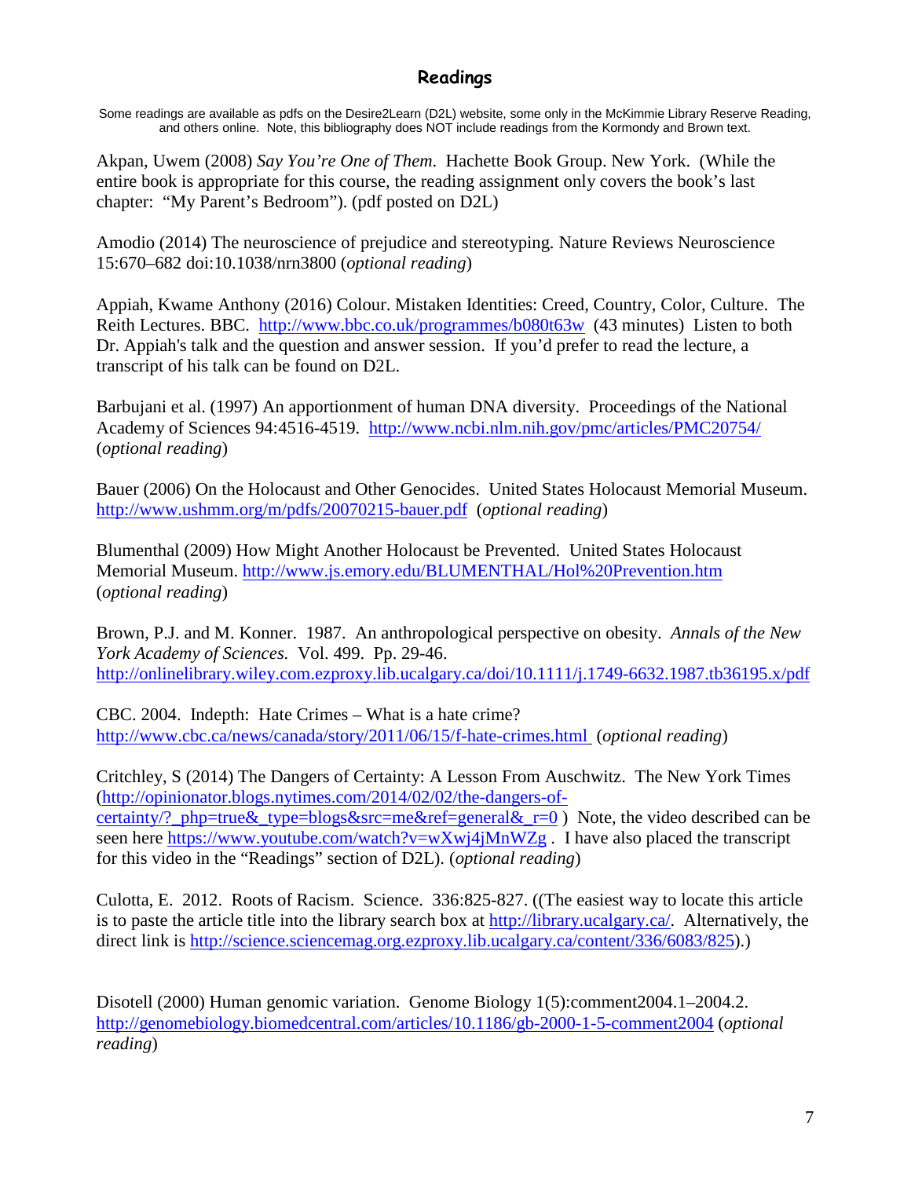## Readings

Some readings are available as pdfs on the Desire2Learn (D2L) website, some only in the McKimmie Library Reserve Reading, and others online. Note, this bibliography does NOT include readings from the Kormondy and Brown text.

Akpan, Uwem (2008) *Say You're One of Them*. Hachette Book Group. New York. (While the entire book is appropriate for this course, the reading assignment only covers the book's last chapter: "My Parent's Bedroom"). (pdf posted on D2L)

Amodio (2014) The neuroscience of prejudice and stereotyping. Nature Reviews Neuroscience 15:670–682 doi:10.1038/nrn3800 (*optional reading*)

Appiah, Kwame Anthony (2016) Colour. Mistaken Identities: Creed, Country, Color, Culture. The Reith Lectures. BBC. http://www.bbc.co.uk/programmes/b080t63w (43 minutes) Listen to both Dr. Appiah's talk and the question and answer session. If you'd prefer to read the lecture, a transcript of his talk can be found on D2L.

Barbujani et al. (1997) An apportionment of human DNA diversity. Proceedings of the National Academy of Sciences 94:4516-4519. http://www.ncbi.nlm.nih.gov/pmc/articles/PMC20754/ (*optional reading*)

Bauer (2006) On the Holocaust and Other Genocides. United States Holocaust Memorial Museum. http://www.ushmm.org/m/pdfs/20070215-bauer.pdf (*optional reading*)

Blumenthal (2009) How Might Another Holocaust be Prevented. United States Holocaust Memorial Museum. http://www.js.emory.edu/BLUMENTHAL/Hol%20Prevention.htm (*optional reading*)

Brown, P.J. and M. Konner. 1987. An anthropological perspective on obesity. *Annals of the New York Academy of Sciences*. Vol. 499. Pp. 29-46. http://onlinelibrary.wiley.com.ezproxy.lib.ucalgary.ca/doi/10.1111/j.1749-6632.1987.tb36195.x/pdf

CBC. 2004. Indepth: Hate Crimes – What is a hate crime? http://www.cbc.ca/news/canada/story/2011/06/15/f-hate-crimes.html (*optional reading*)

Critchley, S (2014) The Dangers of Certainty: A Lesson From Auschwitz. The New York Times (http://opinionator.blogs.nytimes.com/2014/02/02/the-dangers-of-certainty/?_php=true&_type=blogs&src=me&ref=general&_r=0 ) Note, the video described can be seen here https://www.youtube.com/watch?v=wXwj4jMnWZg . I have also placed the transcript for this video in the "Readings" section of D2L). (*optional reading*)

Culotta, E. 2012. Roots of Racism. Science. 336:825-827. ((The easiest way to locate this article is to paste the article title into the library search box at http://library.ucalgary.ca/. Alternatively, the direct link is http://science.sciencemag.org.ezproxy.lib.ucalgary.ca/content/336/6083/825).)

Disotell (2000) Human genomic variation. Genome Biology 1(5):comment2004.1–2004.2. http://genomebiology.biomedcentral.com/articles/10.1186/gb-2000-1-5-comment2004 (*optional reading*)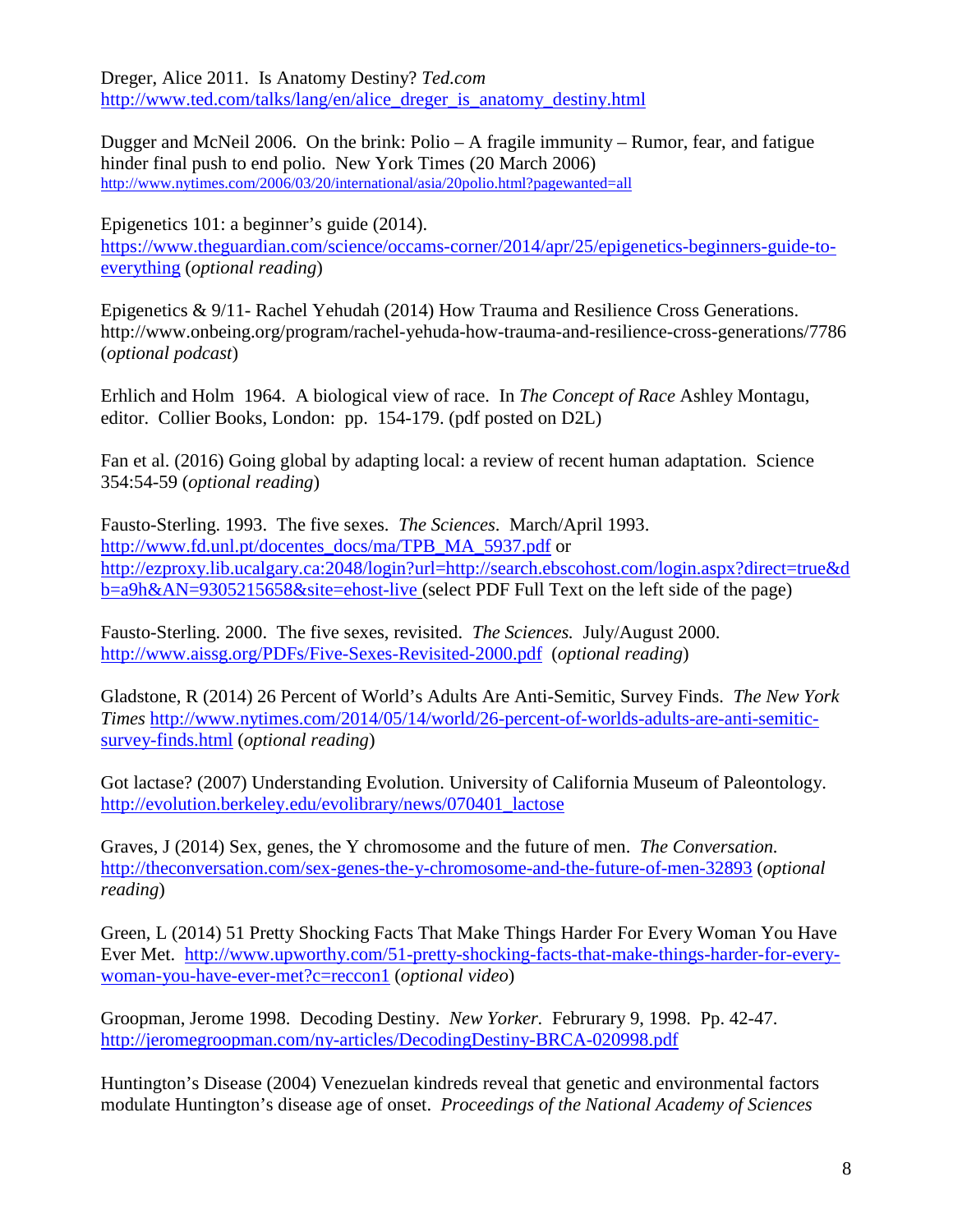Dreger, Alice 2011. Is Anatomy Destiny? *Ted.com*
http://www.ted.com/talks/lang/en/alice_dreger_is_anatomy_destiny.html

Dugger and McNeil 2006. On the brink: Polio – A fragile immunity – Rumor, fear, and fatigue hinder final push to end polio. New York Times (20 March 2006)
http://www.nytimes.com/2006/03/20/international/asia/20polio.html?pagewanted=all

Epigenetics 101: a beginner's guide (2014).
https://www.theguardian.com/science/occams-corner/2014/apr/25/epigenetics-beginners-guide-to-everything (*optional reading*)

Epigenetics & 9/11- Rachel Yehudah (2014) How Trauma and Resilience Cross Generations.
http://www.onbeing.org/program/rachel-yehuda-how-trauma-and-resilience-cross-generations/7786 (*optional podcast*)

Erhlich and Holm 1964. A biological view of race. In *The Concept of Race* Ashley Montagu, editor. Collier Books, London: pp. 154-179. (pdf posted on D2L)

Fan et al. (2016) Going global by adapting local: a review of recent human adaptation. Science 354:54-59 (*optional reading*)

Fausto-Sterling. 1993. The five sexes. *The Sciences*. March/April 1993.
http://www.fd.unl.pt/docentes_docs/ma/TPB_MA_5937.pdf or
http://ezproxy.lib.ucalgary.ca:2048/login?url=http://search.ebscohost.com/login.aspx?direct=true&db=a9h&AN=9305215658&site=ehost-live (select PDF Full Text on the left side of the page)

Fausto-Sterling. 2000. The five sexes, revisited. *The Sciences.* July/August 2000.
http://www.aissg.org/PDFs/Five-Sexes-Revisited-2000.pdf (*optional reading*)

Gladstone, R (2014) 26 Percent of World's Adults Are Anti-Semitic, Survey Finds. *The New York Times* http://www.nytimes.com/2014/05/14/world/26-percent-of-worlds-adults-are-anti-semitic-survey-finds.html (*optional reading*)

Got lactase? (2007) Understanding Evolution. University of California Museum of Paleontology.
http://evolution.berkeley.edu/evolibrary/news/070401_lactose

Graves, J (2014) Sex, genes, the Y chromosome and the future of men. *The Conversation.*
http://theconversation.com/sex-genes-the-y-chromosome-and-the-future-of-men-32893 (*optional reading*)

Green, L (2014) 51 Pretty Shocking Facts That Make Things Harder For Every Woman You Have Ever Met. http://www.upworthy.com/51-pretty-shocking-facts-that-make-things-harder-for-every-woman-you-have-ever-met?c=reccon1 (*optional video*)

Groopman, Jerome 1998. Decoding Destiny. *New Yorker*. Februrary 9, 1998. Pp. 42-47.
http://jeromegroopman.com/ny-articles/DecodingDestiny-BRCA-020998.pdf

Huntington's Disease (2004) Venezuelan kindreds reveal that genetic and environmental factors modulate Huntington's disease age of onset. *Proceedings of the National Academy of Sciences*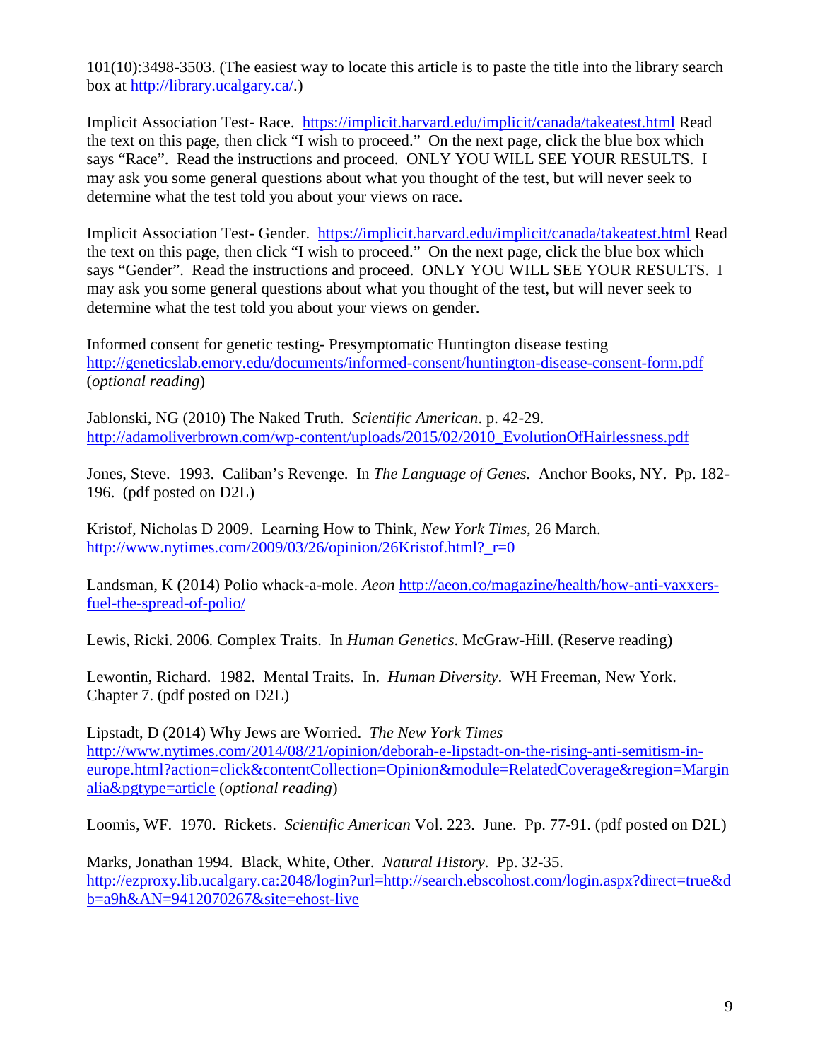101(10):3498-3503. (The easiest way to locate this article is to paste the title into the library search box at http://library.ucalgary.ca/.)

Implicit Association Test- Race. https://implicit.harvard.edu/implicit/canada/takeatest.html Read the text on this page, then click "I wish to proceed." On the next page, click the blue box which says "Race". Read the instructions and proceed. ONLY YOU WILL SEE YOUR RESULTS. I may ask you some general questions about what you thought of the test, but will never seek to determine what the test told you about your views on race.

Implicit Association Test- Gender. https://implicit.harvard.edu/implicit/canada/takeatest.html Read the text on this page, then click "I wish to proceed." On the next page, click the blue box which says "Gender". Read the instructions and proceed. ONLY YOU WILL SEE YOUR RESULTS. I may ask you some general questions about what you thought of the test, but will never seek to determine what the test told you about your views on gender.

Informed consent for genetic testing- Presymptomatic Huntington disease testing http://geneticslab.emory.edu/documents/informed-consent/huntington-disease-consent-form.pdf (*optional reading*)

Jablonski, NG (2010) The Naked Truth. *Scientific American*. p. 42-29. http://adamoliverbrown.com/wp-content/uploads/2015/02/2010_EvolutionOfHairlessness.pdf

Jones, Steve. 1993. Caliban's Revenge. In *The Language of Genes.* Anchor Books, NY. Pp. 182-196. (pdf posted on D2L)

Kristof, Nicholas D 2009. Learning How to Think, *New York Times*, 26 March. http://www.nytimes.com/2009/03/26/opinion/26Kristof.html?_r=0

Landsman, K (2014) Polio whack-a-mole. *Aeon* http://aeon.co/magazine/health/how-anti-vaxxers-fuel-the-spread-of-polio/

Lewis, Ricki. 2006. Complex Traits. In *Human Genetics*. McGraw-Hill. (Reserve reading)

Lewontin, Richard. 1982. Mental Traits. In. *Human Diversity*. WH Freeman, New York. Chapter 7. (pdf posted on D2L)

Lipstadt, D (2014) Why Jews are Worried. *The New York Times* http://www.nytimes.com/2014/08/21/opinion/deborah-e-lipstadt-on-the-rising-anti-semitism-in-europe.html?action=click&contentCollection=Opinion&module=RelatedCoverage&region=Marginalia&pgtype=article (*optional reading*)

Loomis, WF. 1970. Rickets. *Scientific American* Vol. 223. June. Pp. 77-91. (pdf posted on D2L)

Marks, Jonathan 1994. Black, White, Other. *Natural History*. Pp. 32-35. http://ezproxy.lib.ucalgary.ca:2048/login?url=http://search.ebscohost.com/login.aspx?direct=true&db=a9h&AN=9412070267&site=ehost-live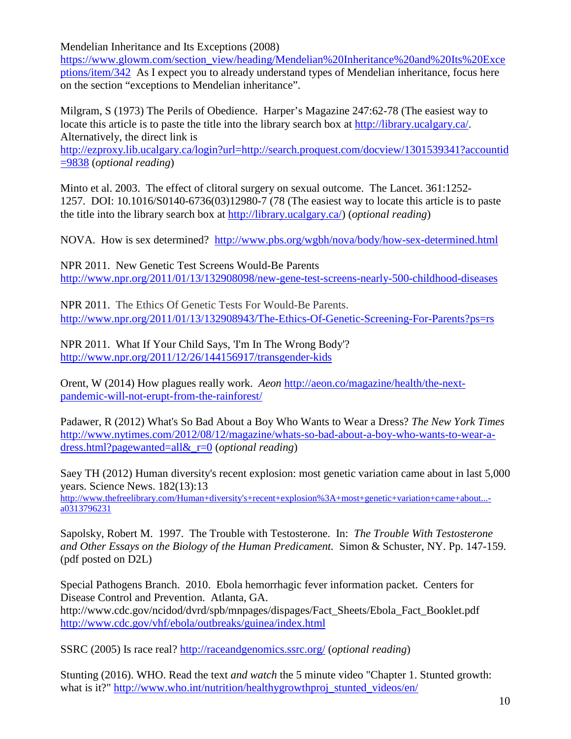Mendelian Inheritance and Its Exceptions (2008) https://www.glowm.com/section_view/heading/Mendelian%20Inheritance%20and%20Its%20Exceptions/item/342 As I expect you to already understand types of Mendelian inheritance, focus here on the section "exceptions to Mendelian inheritance".

Milgram, S (1973) The Perils of Obedience. Harper's Magazine 247:62-78 (The easiest way to locate this article is to paste the title into the library search box at http://library.ucalgary.ca/. Alternatively, the direct link is http://ezproxy.lib.ucalgary.ca/login?url=http://search.proquest.com/docview/1301539341?accountid=9838 (*optional reading*)

Minto et al. 2003. The effect of clitoral surgery on sexual outcome. The Lancet. 361:1252-1257. DOI: 10.1016/S0140-6736(03)12980-7 (78 (The easiest way to locate this article is to paste the title into the library search box at http://library.ucalgary.ca/) (*optional reading*)

NOVA. How is sex determined? http://www.pbs.org/wgbh/nova/body/how-sex-determined.html

NPR 2011. New Genetic Test Screens Would-Be Parents http://www.npr.org/2011/01/13/132908098/new-gene-test-screens-nearly-500-childhood-diseases

NPR 2011. The Ethics Of Genetic Tests For Would-Be Parents. http://www.npr.org/2011/01/13/132908943/The-Ethics-Of-Genetic-Screening-For-Parents?ps=rs

NPR 2011. What If Your Child Says, 'I'm In The Wrong Body'? http://www.npr.org/2011/12/26/144156917/transgender-kids

Orent, W (2014) How plagues really work. *Aeon* http://aeon.co/magazine/health/the-next-pandemic-will-not-erupt-from-the-rainforest/

Padawer, R (2012) What's So Bad About a Boy Who Wants to Wear a Dress? *The New York Times* http://www.nytimes.com/2012/08/12/magazine/whats-so-bad-about-a-boy-who-wants-to-wear-a-dress.html?pagewanted=all&_r=0 (*optional reading*)

Saey TH (2012) Human diversity's recent explosion: most genetic variation came about in last 5,000 years. Science News. 182(13):13 http://www.thefreelibrary.com/Human+diversity's+recent+explosion%3A+most+genetic+variation+came+about...-a0313796231

Sapolsky, Robert M. 1997. The Trouble with Testosterone. In: *The Trouble With Testosterone and Other Essays on the Biology of the Human Predicament.* Simon & Schuster, NY. Pp. 147-159. (pdf posted on D2L)

Special Pathogens Branch. 2010. Ebola hemorrhagic fever information packet. Centers for Disease Control and Prevention. Atlanta, GA. http://www.cdc.gov/ncidod/dvrd/spb/mnpages/dispages/Fact_Sheets/Ebola_Fact_Booklet.pdf http://www.cdc.gov/vhf/ebola/outbreaks/guinea/index.html

SSRC (2005) Is race real? http://raceandgenomics.ssrc.org/ (*optional reading*)

Stunting (2016). WHO. Read the text *and watch* the 5 minute video "Chapter 1. Stunted growth: what is it?" http://www.who.int/nutrition/healthygrowthproj_stunted_videos/en/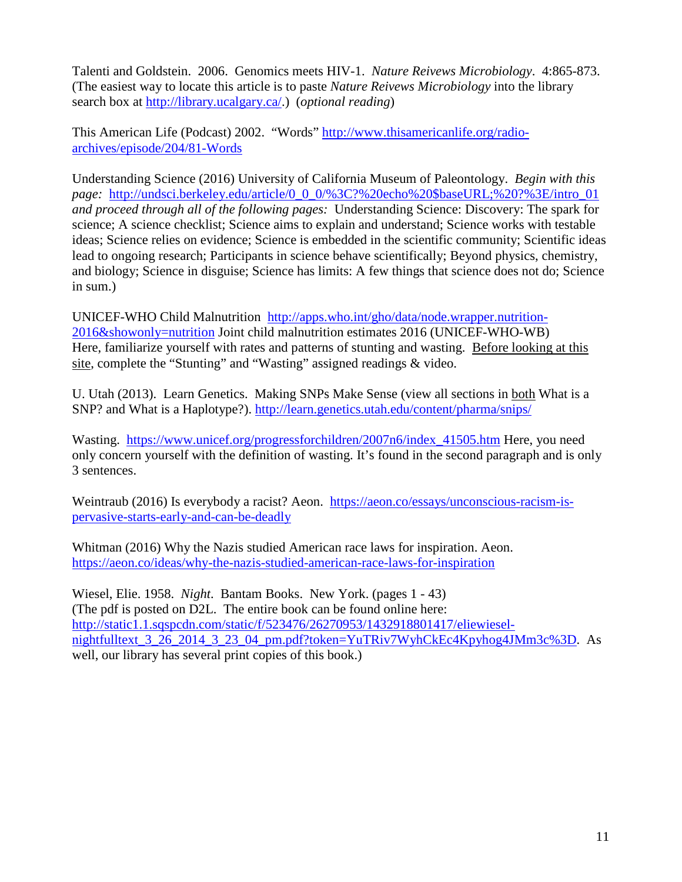Talenti and Goldstein. 2006. Genomics meets HIV-1. *Nature Reivews Microbiology*. 4:865-873. (The easiest way to locate this article is to paste *Nature Reivews Microbiology* into the library search box at http://library.ucalgary.ca/.) (*optional reading*)

This American Life (Podcast) 2002. "Words" http://www.thisamericanlife.org/radio-archives/episode/204/81-Words

Understanding Science (2016) University of California Museum of Paleontology. *Begin with this page:* http://undsci.berkeley.edu/article/0_0_0/%3C?%20echo%20$baseURL;%20?%3E/intro_01 *and proceed through all of the following pages:* Understanding Science: Discovery: The spark for science; A science checklist; Science aims to explain and understand; Science works with testable ideas; Science relies on evidence; Science is embedded in the scientific community; Scientific ideas lead to ongoing research; Participants in science behave scientifically; Beyond physics, chemistry, and biology; Science in disguise; Science has limits: A few things that science does not do; Science in sum.)

UNICEF-WHO Child Malnutrition http://apps.who.int/gho/data/node.wrapper.nutrition-2016&showonly=nutrition Joint child malnutrition estimates 2016 (UNICEF-WHO-WB) Here, familiarize yourself with rates and patterns of stunting and wasting. Before looking at this site, complete the "Stunting" and "Wasting" assigned readings & video.

U. Utah (2013). Learn Genetics. Making SNPs Make Sense (view all sections in both What is a SNP? and What is a Haplotype?). http://learn.genetics.utah.edu/content/pharma/snips/

Wasting. https://www.unicef.org/progressforchildren/2007n6/index_41505.htm Here, you need only concern yourself with the definition of wasting. It's found in the second paragraph and is only 3 sentences.

Weintraub (2016) Is everybody a racist? Aeon. https://aeon.co/essays/unconscious-racism-is-pervasive-starts-early-and-can-be-deadly

Whitman (2016) Why the Nazis studied American race laws for inspiration. Aeon. https://aeon.co/ideas/why-the-nazis-studied-american-race-laws-for-inspiration

Wiesel, Elie. 1958. *Night*. Bantam Books. New York. (pages 1 - 43) (The pdf is posted on D2L. The entire book can be found online here: http://static1.1.sqspcdn.com/static/f/523476/26270953/1432918801417/eliewiesel-nightfulltext_3_26_2014_3_23_04_pm.pdf?token=YuTRiv7WyhCkEc4Kpyhog4JMm3c%3D. As well, our library has several print copies of this book.)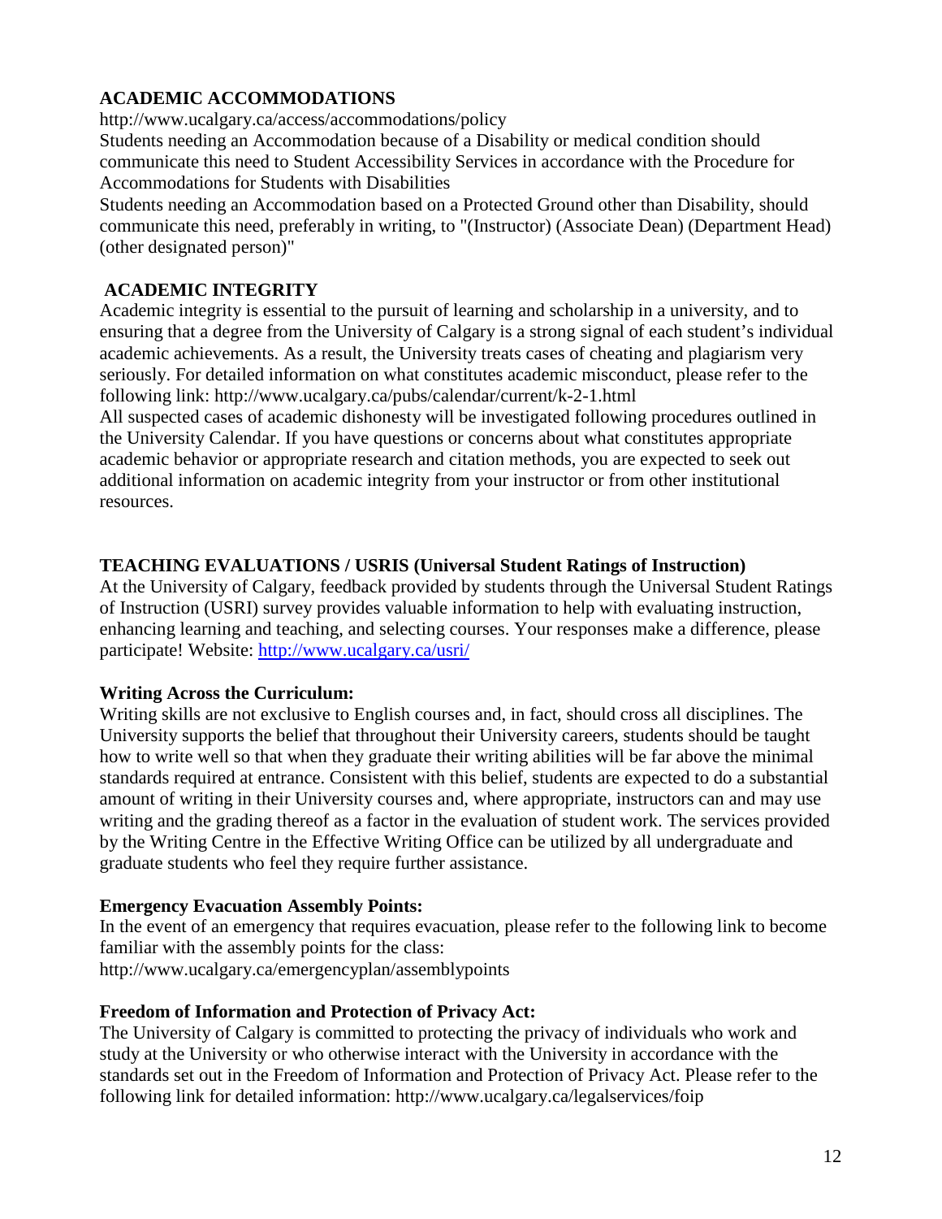## ACADEMIC ACCOMMODATIONS

http://www.ucalgary.ca/access/accommodations/policy

Students needing an Accommodation because of a Disability or medical condition should communicate this need to Student Accessibility Services in accordance with the Procedure for Accommodations for Students with Disabilities

Students needing an Accommodation based on a Protected Ground other than Disability, should communicate this need, preferably in writing, to "(Instructor) (Associate Dean) (Department Head) (other designated person)"

## ACADEMIC INTEGRITY

Academic integrity is essential to the pursuit of learning and scholarship in a university, and to ensuring that a degree from the University of Calgary is a strong signal of each student's individual academic achievements. As a result, the University treats cases of cheating and plagiarism very seriously. For detailed information on what constitutes academic misconduct, please refer to the following link: http://www.ucalgary.ca/pubs/calendar/current/k-2-1.html

All suspected cases of academic dishonesty will be investigated following procedures outlined in the University Calendar. If you have questions or concerns about what constitutes appropriate academic behavior or appropriate research and citation methods, you are expected to seek out additional information on academic integrity from your instructor or from other institutional resources.

## TEACHING EVALUATIONS / USRIS (Universal Student Ratings of Instruction)

At the University of Calgary, feedback provided by students through the Universal Student Ratings of Instruction (USRI) survey provides valuable information to help with evaluating instruction, enhancing learning and teaching, and selecting courses. Your responses make a difference, please participate! Website: http://www.ucalgary.ca/usri/

### Writing Across the Curriculum:

Writing skills are not exclusive to English courses and, in fact, should cross all disciplines. The University supports the belief that throughout their University careers, students should be taught how to write well so that when they graduate their writing abilities will be far above the minimal standards required at entrance. Consistent with this belief, students are expected to do a substantial amount of writing in their University courses and, where appropriate, instructors can and may use writing and the grading thereof as a factor in the evaluation of student work. The services provided by the Writing Centre in the Effective Writing Office can be utilized by all undergraduate and graduate students who feel they require further assistance.

### Emergency Evacuation Assembly Points:

In the event of an emergency that requires evacuation, please refer to the following link to become familiar with the assembly points for the class:
http://www.ucalgary.ca/emergencyplan/assemblypoints

### Freedom of Information and Protection of Privacy Act:

The University of Calgary is committed to protecting the privacy of individuals who work and study at the University or who otherwise interact with the University in accordance with the standards set out in the Freedom of Information and Protection of Privacy Act. Please refer to the following link for detailed information: http://www.ucalgary.ca/legalservices/foip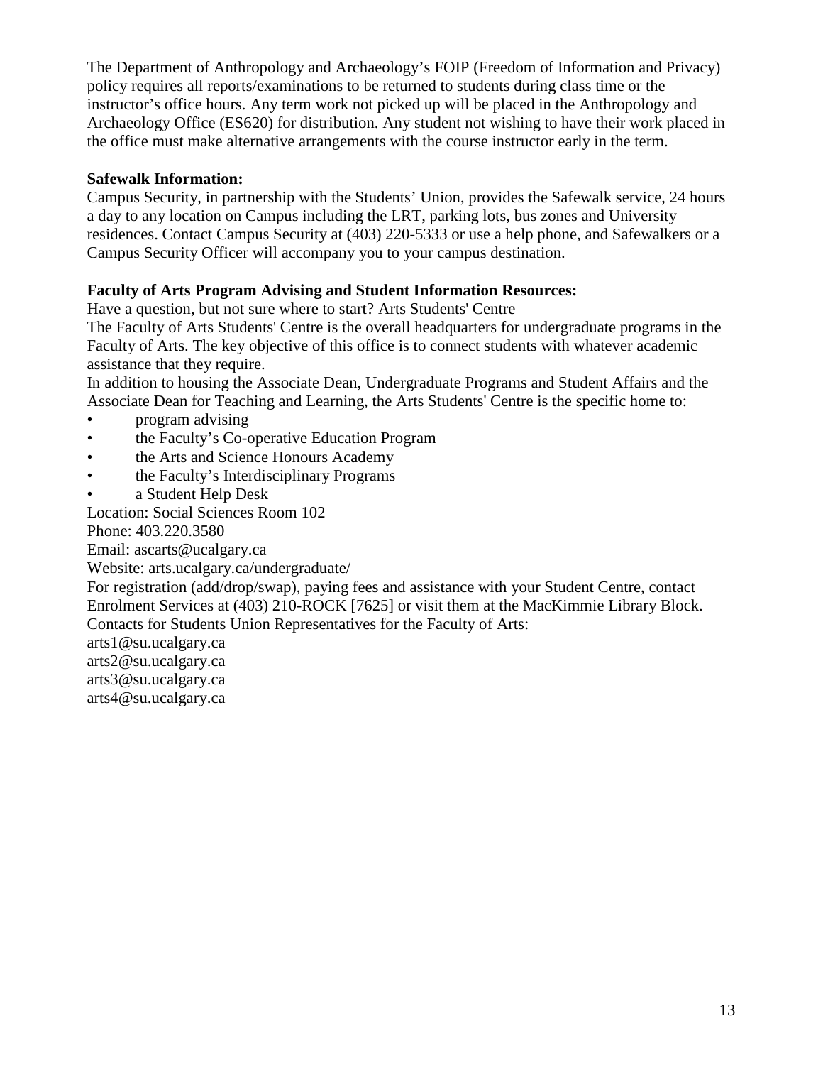The Department of Anthropology and Archaeology's FOIP (Freedom of Information and Privacy) policy requires all reports/examinations to be returned to students during class time or the instructor's office hours. Any term work not picked up will be placed in the Anthropology and Archaeology Office (ES620) for distribution. Any student not wishing to have their work placed in the office must make alternative arrangements with the course instructor early in the term.

**Safewalk Information:**

Campus Security, in partnership with the Students' Union, provides the Safewalk service, 24 hours a day to any location on Campus including the LRT, parking lots, bus zones and University residences. Contact Campus Security at (403) 220-5333 or use a help phone, and Safewalkers or a Campus Security Officer will accompany you to your campus destination.

**Faculty of Arts Program Advising and Student Information Resources:**

Have a question, but not sure where to start? Arts Students' Centre

The Faculty of Arts Students' Centre is the overall headquarters for undergraduate programs in the Faculty of Arts. The key objective of this office is to connect students with whatever academic assistance that they require.

In addition to housing the Associate Dean, Undergraduate Programs and Student Affairs and the Associate Dean for Teaching and Learning, the Arts Students' Centre is the specific home to:

- program advising
- the Faculty's Co-operative Education Program
- the Arts and Science Honours Academy
- the Faculty's Interdisciplinary Programs
- a Student Help Desk

Location: Social Sciences Room 102

Phone: 403.220.3580

Email: ascarts@ucalgary.ca

Website: arts.ucalgary.ca/undergraduate/

For registration (add/drop/swap), paying fees and assistance with your Student Centre, contact Enrolment Services at (403) 210-ROCK [7625] or visit them at the MacKimmie Library Block.

Contacts for Students Union Representatives for the Faculty of Arts:

arts1@su.ucalgary.ca

arts2@su.ucalgary.ca

arts3@su.ucalgary.ca

arts4@su.ucalgary.ca